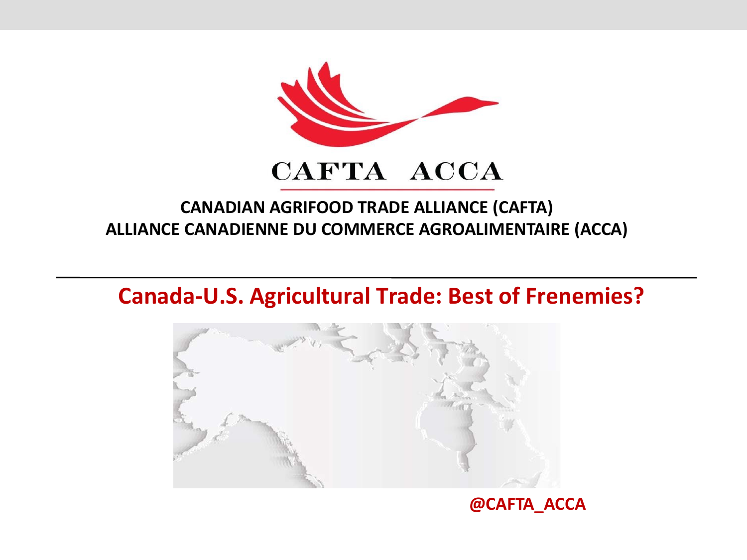CAFTA ACCA

**CANADIAN AGRIFOOD TRADE ALLIANCE (CAFTA)**
**ALLIANCE CANADIENNE DU COMMERCE AGROALIMENTAIRE (ACCA)**

# Canada-U.S. Agricultural Trade: Best of Frenemies?

**@CAFTA_ACCA**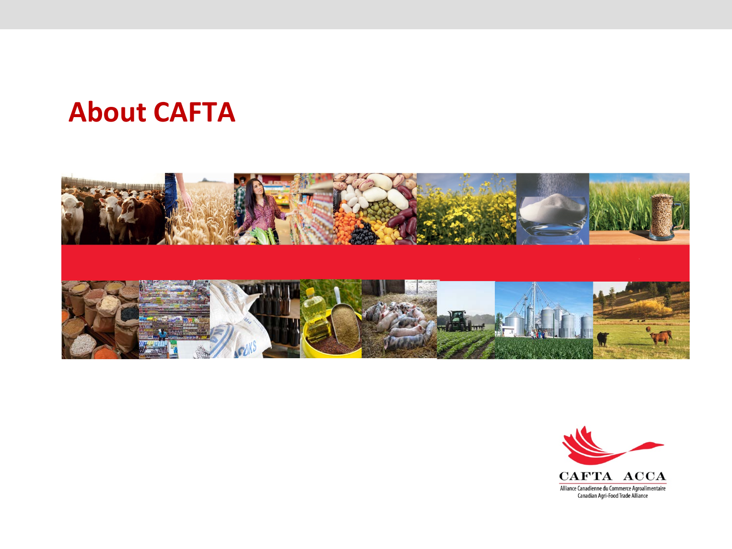# About CAFTA

CAFTA ACCA

Alliance Canadienne du Commerce Agroalimentaire

Canadian Agri-Food Trade Alliance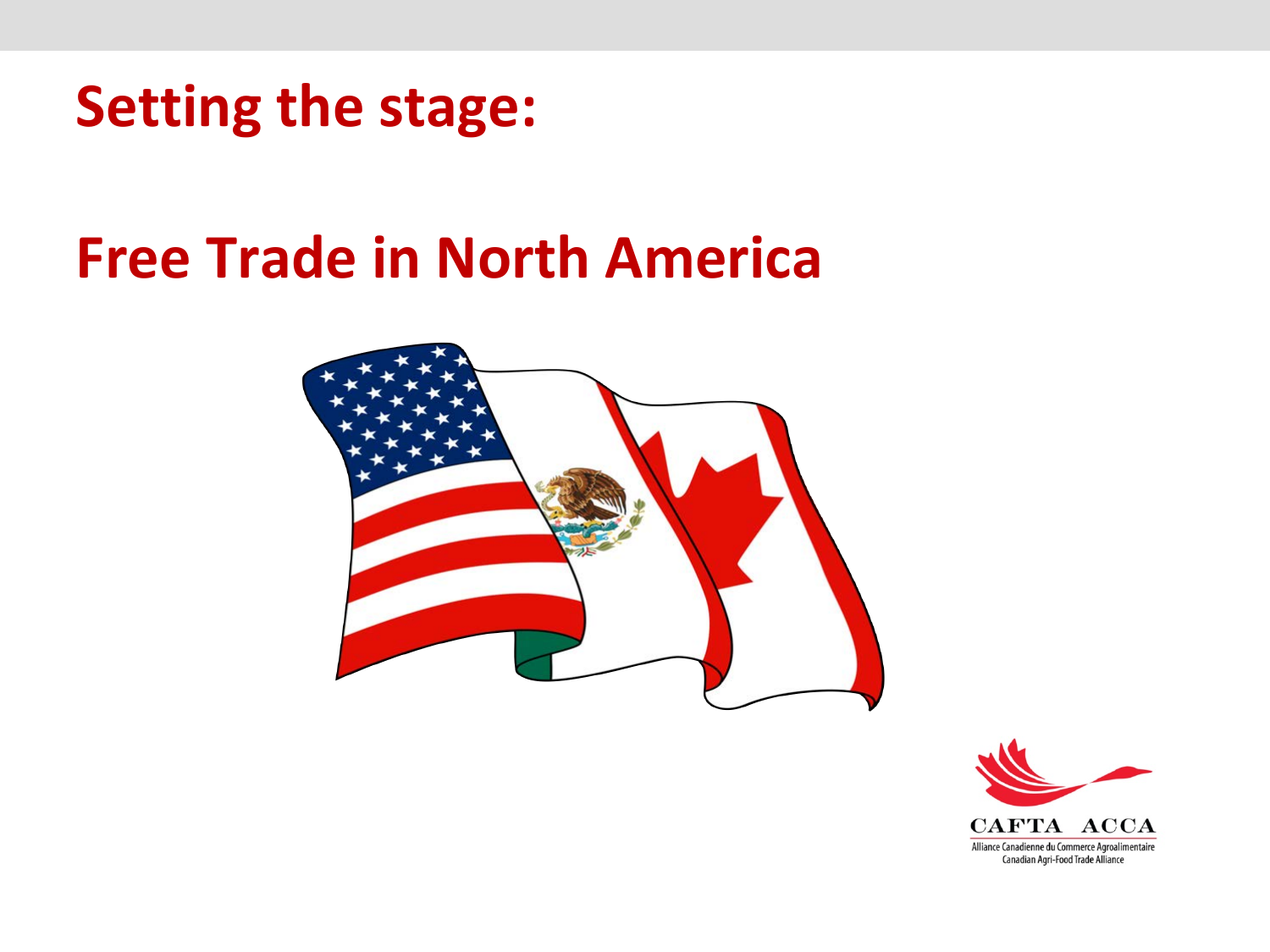# Setting the stage:

# Free Trade in North America

CAFTA ACCA

Alliance Canadienne du Commerce Agroalimentaire
Canadian Agri-Food Trade Alliance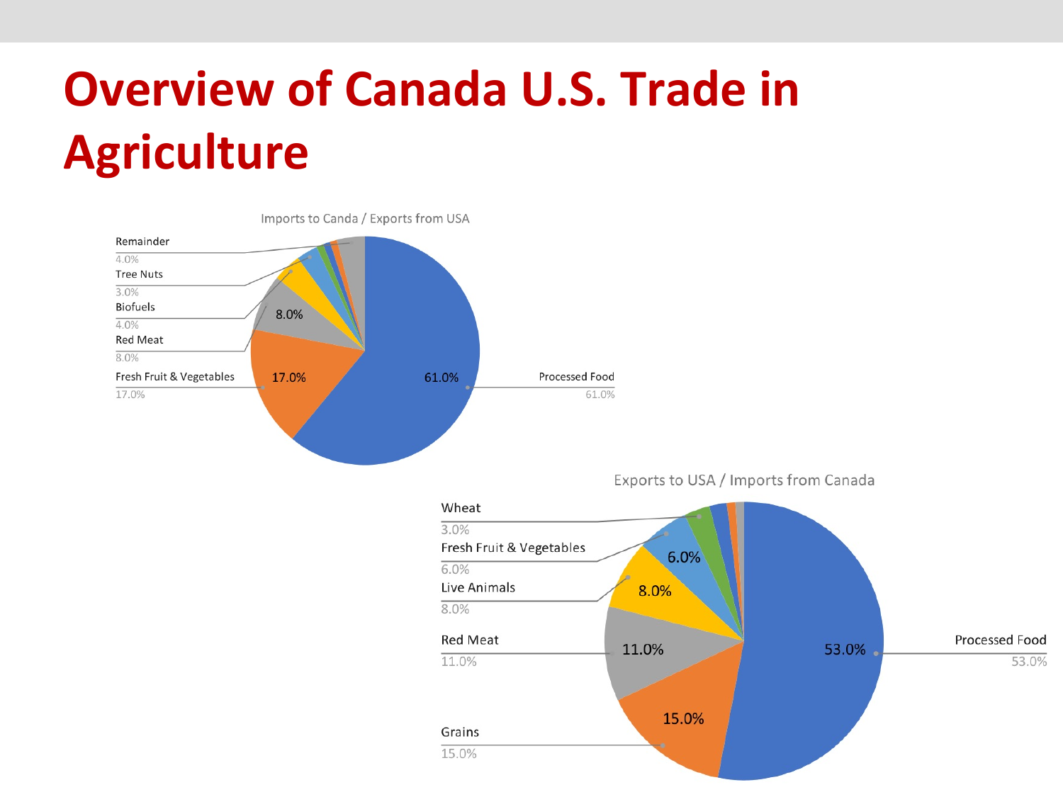# Overview of Canada U.S. Trade in Agriculture

**Imports to Canda / Exports from USA**

| Category | Share |
| --- | --- |
| Processed Food | 61.0% |
| Fresh Fruit & Vegetables | 17.0% |
| Red Meat | 8.0% |
| Biofuels | 4.0% |
| Tree Nuts | 3.0% |
| Remainder | 4.0% |

**Exports to USA / Imports from Canada**

| Category | Share |
| --- | --- |
| Processed Food | 53.0% |
| Grains | 15.0% |
| Red Meat | 11.0% |
| Live Animals | 8.0% |
| Fresh Fruit & Vegetables | 6.0% |
| Wheat | 3.0% |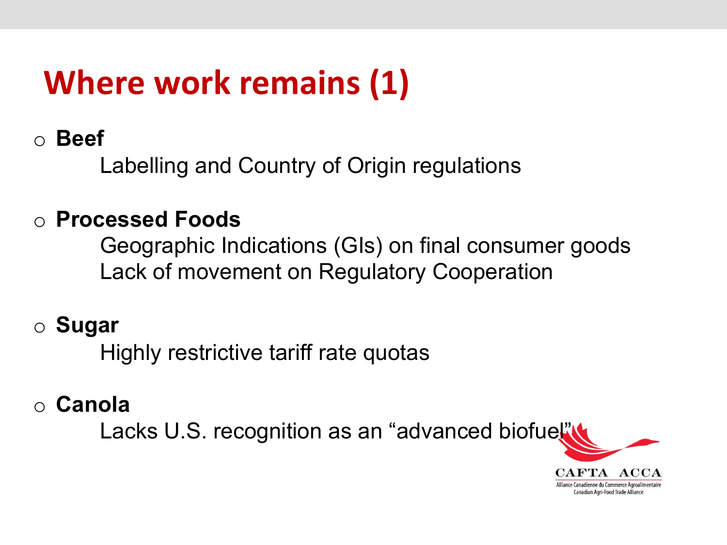# Where work remains (1)

- **Beef**

  Labelling and Country of Origin regulations

- **Processed Foods**

  Geographic Indications (GIs) on final consumer goods
  Lack of movement on Regulatory Cooperation

- **Sugar**

  Highly restrictive tariff rate quotas

- **Canola**

  Lacks U.S. recognition as an "advanced biofuel"

CAFTA ACCA
Alliance Canadienne du Commerce Agroalimentaire
Canadian Agri-Food Trade Alliance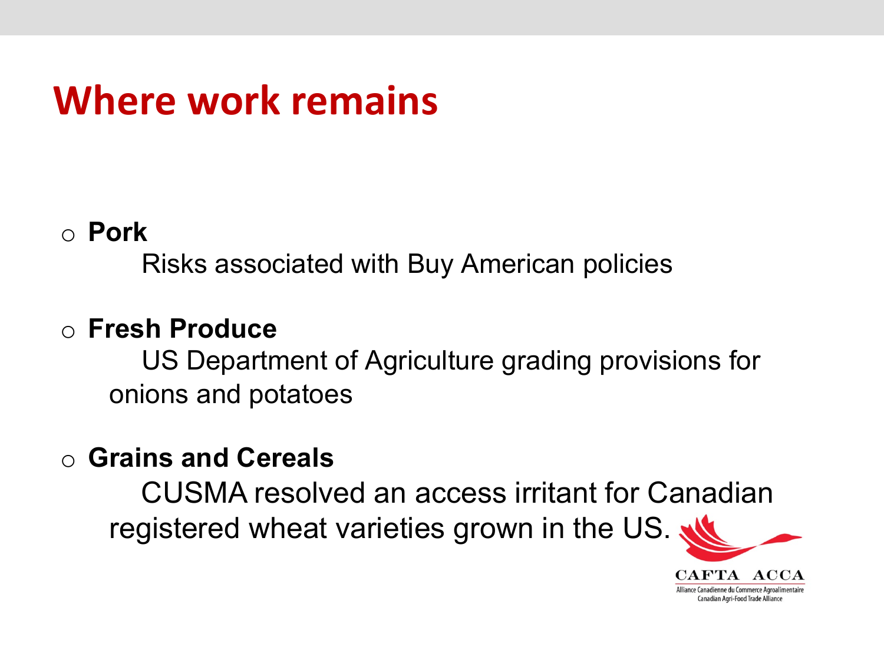# Where work remains

- **Pork**

  Risks associated with Buy American policies

- **Fresh Produce**

  US Department of Agriculture grading provisions for onions and potatoes

- **Grains and Cereals**

  CUSMA resolved an access irritant for Canadian registered wheat varieties grown in the US.

CAFTA ACCA
Alliance Canadienne du Commerce Agroalimentaire
Canadian Agri-Food Trade Alliance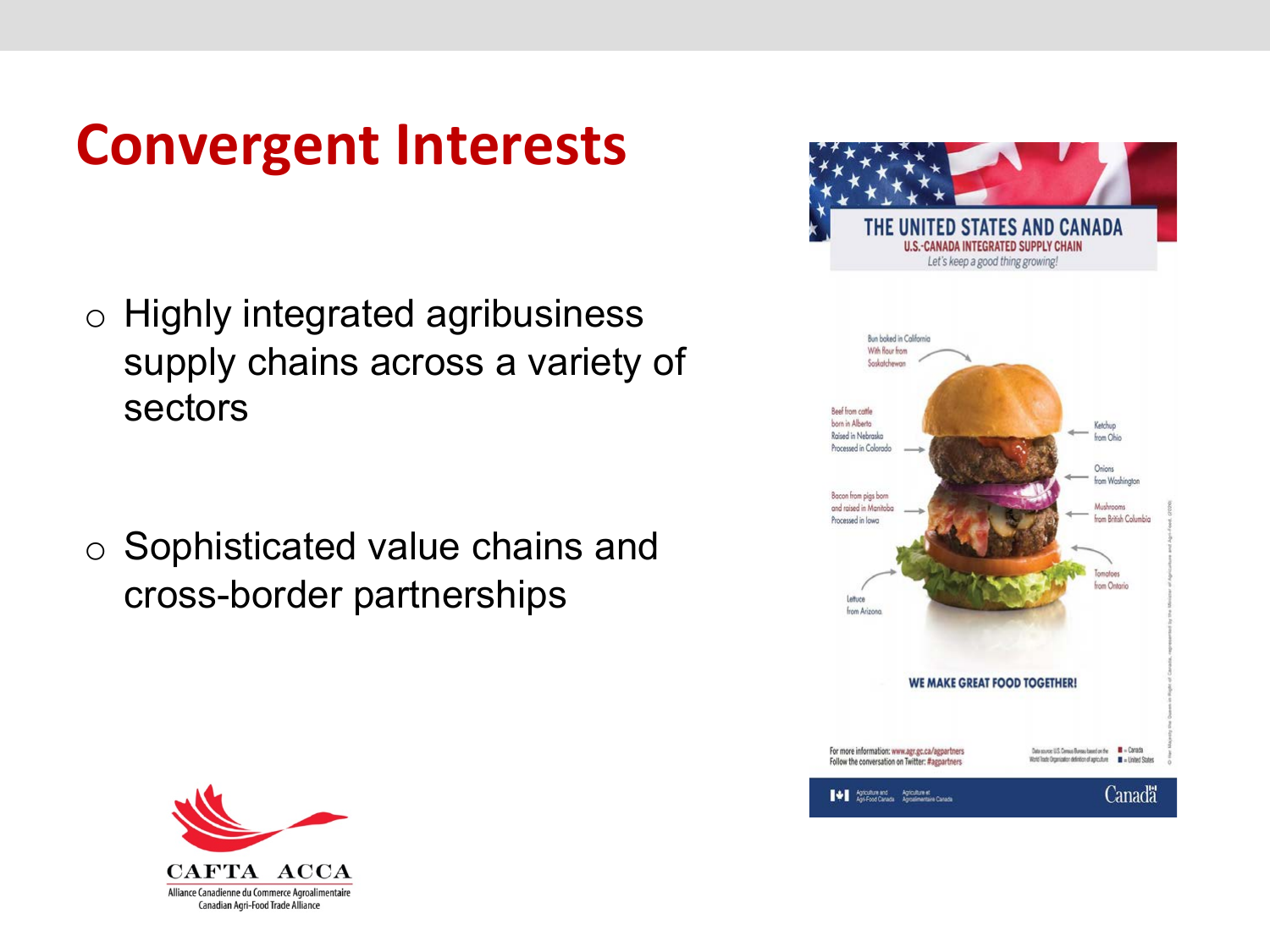# Convergent Interests

- Highly integrated agribusiness supply chains across a variety of sectors

- Sophisticated value chains and cross-border partnerships

THE UNITED STATES AND CANADA
U.S.-CANADA INTEGRATED SUPPLY CHAIN
*Let's keep a good thing growing!*

Bun baked in California With flour from Saskatchewan

Beef from cattle born in Alberta Raised in Nebraska Processed in Colorado

Bacon from pigs born and raised in Manitoba Processed in Iowa

Lettuce from Arizona

Ketchup from Ohio

Onions from Washington

Mushrooms from British Columbia

Tomatoes from Ontario

WE MAKE GREAT FOOD TOGETHER!

For more information: www.agr.gc.ca/agpartners
Follow the conversation on Twitter: #agpartners

Agriculture and Agri-Food Canada / Agriculture et Agroalimentaire Canada

Canada

CAFTA ACCA
Alliance Canadienne du Commerce Agroalimentaire
Canadian Agri-Food Trade Alliance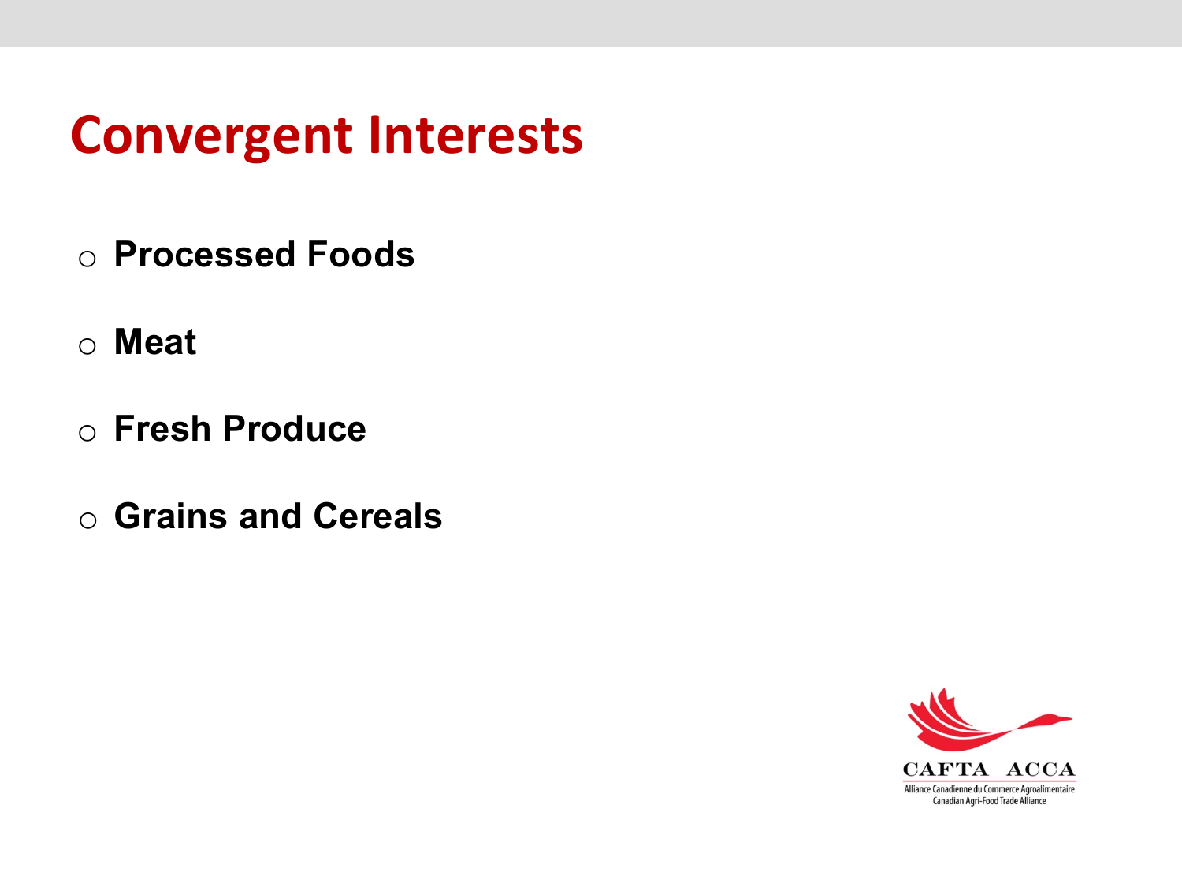# Convergent Interests

- **Processed Foods**
- **Meat**
- **Fresh Produce**
- **Grains and Cereals**

CAFTA ACCA

Alliance Canadienne du Commerce Agroalimentaire

Canadian Agri-Food Trade Alliance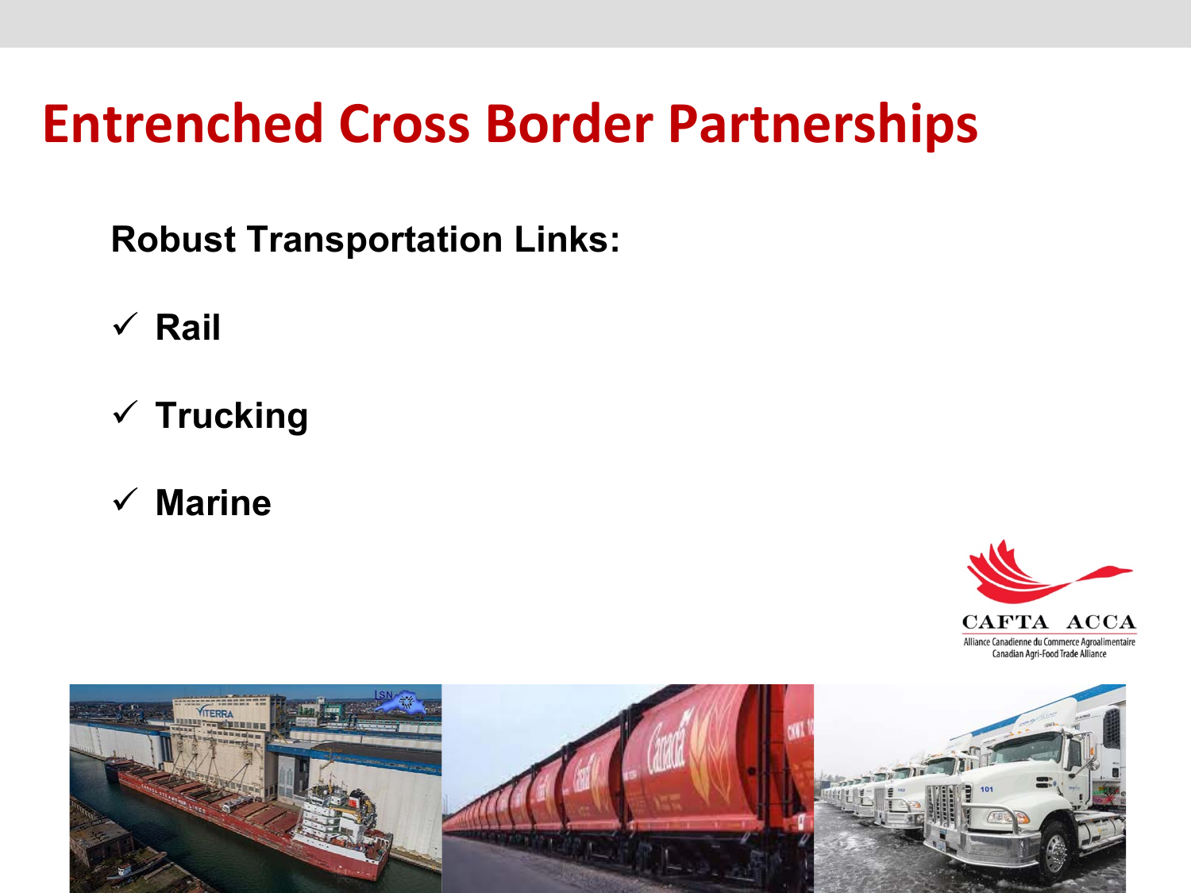# Entrenched Cross Border Partnerships

**Robust Transportation Links:**

- ✓ **Rail**
- ✓ **Trucking**
- ✓ **Marine**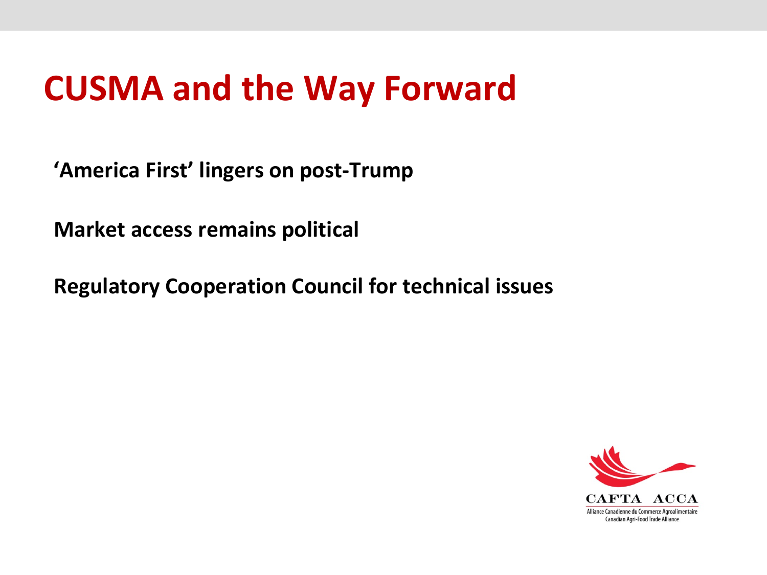# CUSMA and the Way Forward

**'America First' lingers on post-Trump**

**Market access remains political**

**Regulatory Cooperation Council for technical issues**

CAFTA ACCA

Alliance Canadienne du Commerce Agroalimentaire
Canadian Agri-Food Trade Alliance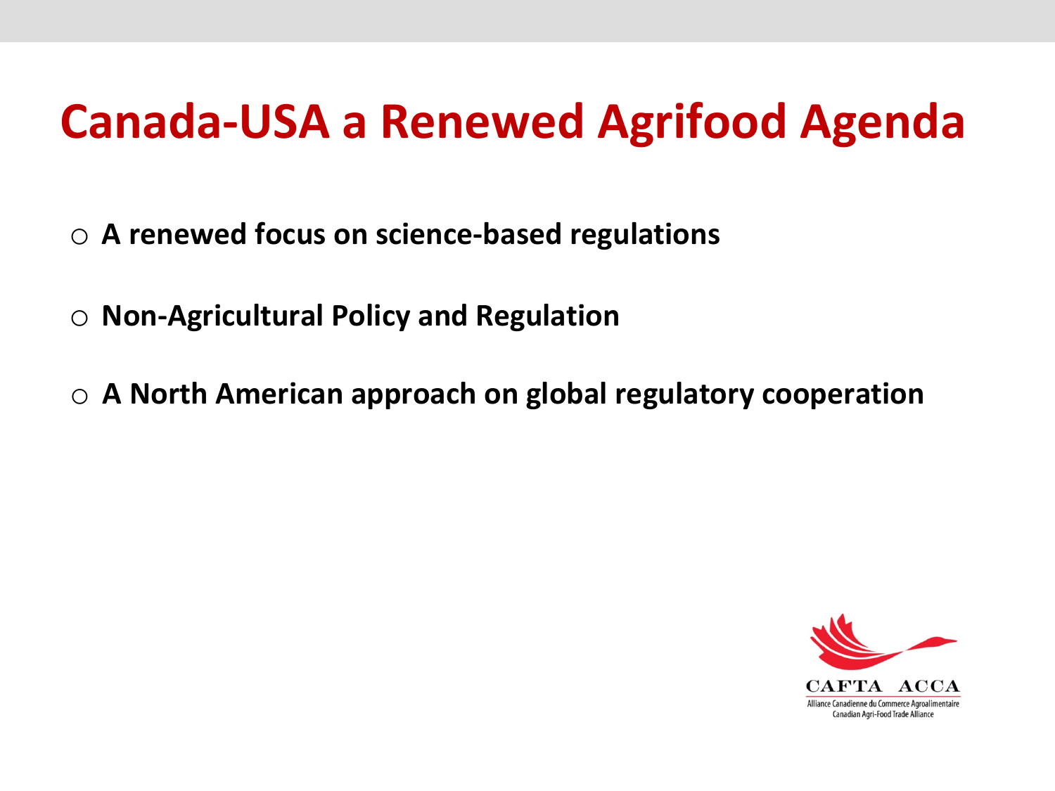# Canada-USA a Renewed Agrifood Agenda

- **A renewed focus on science-based regulations**
- **Non-Agricultural Policy and Regulation**
- **A North American approach on global regulatory cooperation**

CAFTA ACCA
Alliance Canadienne du Commerce Agroalimentaire
Canadian Agri-Food Trade Alliance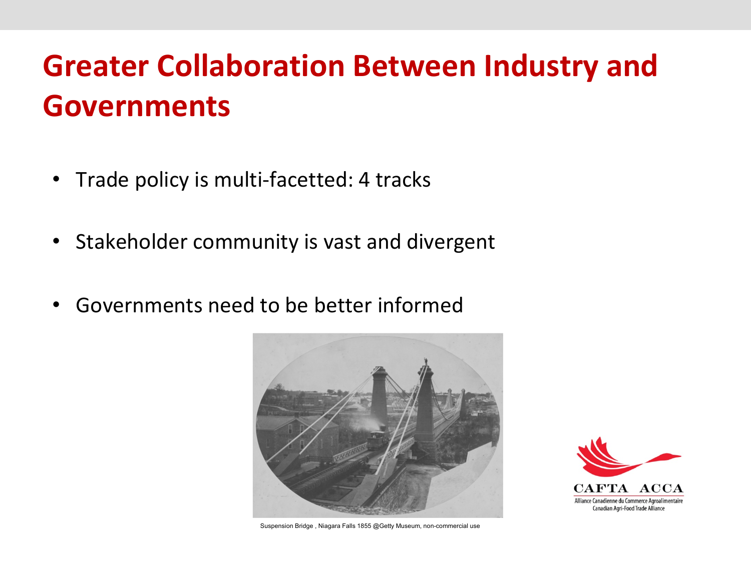# Greater Collaboration Between Industry and Governments

- Trade policy is multi-facetted: 4 tracks
- Stakeholder community is vast and divergent
- Governments need to be better informed

Suspension Bridge , Niagara Falls 1855 @Getty Museum, non-commercial use

CAFTA ACCA
Alliance Canadienne du Commerce Agroalimentaire
Canadian Agri-Food Trade Alliance